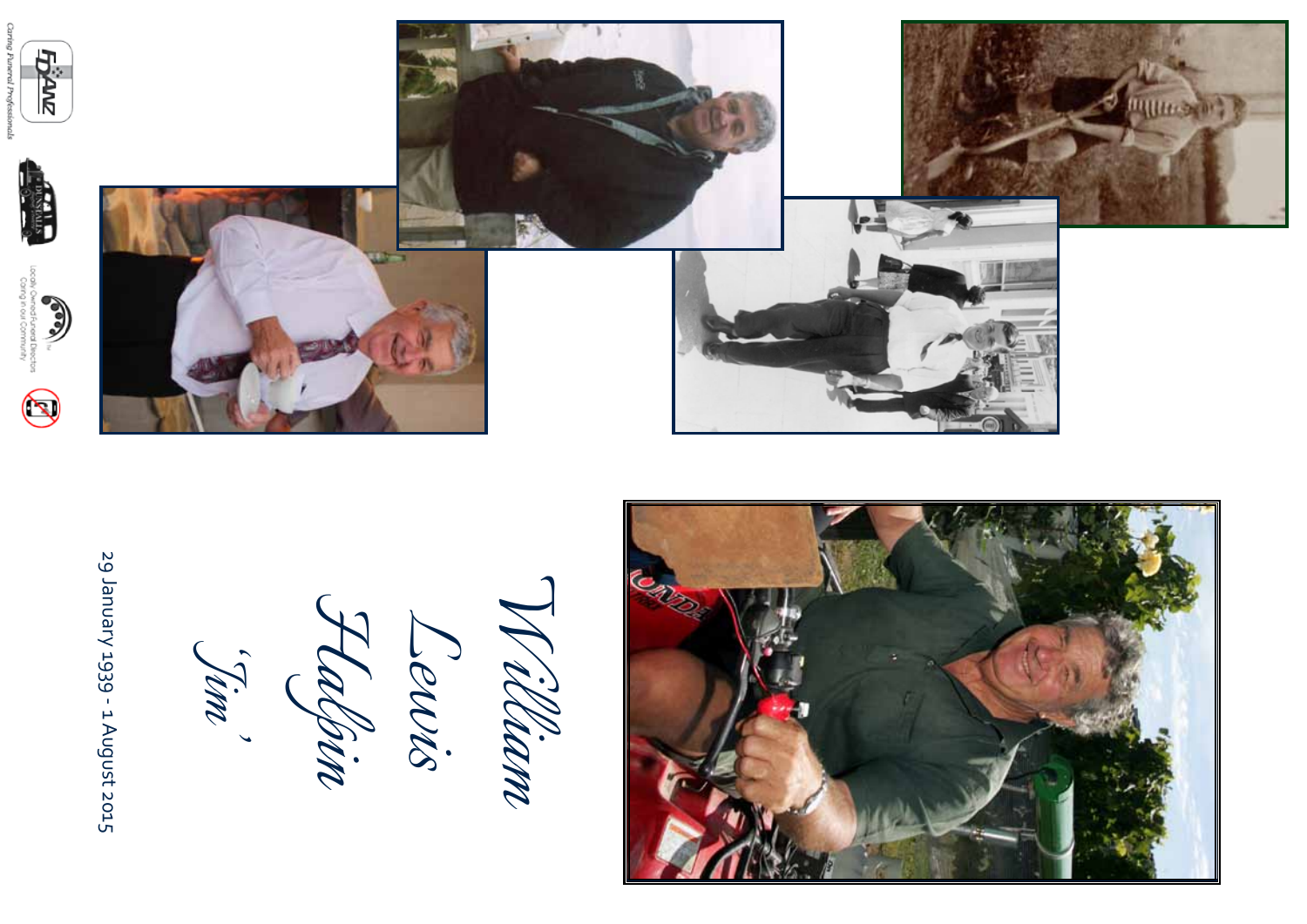# William Lewis Halpin

## 'Jim'

29 January 1939 - 1 August 2015

Caring Funeral Professionals

FDANZ

Locally Owned Funeral Director
Caring in our Community